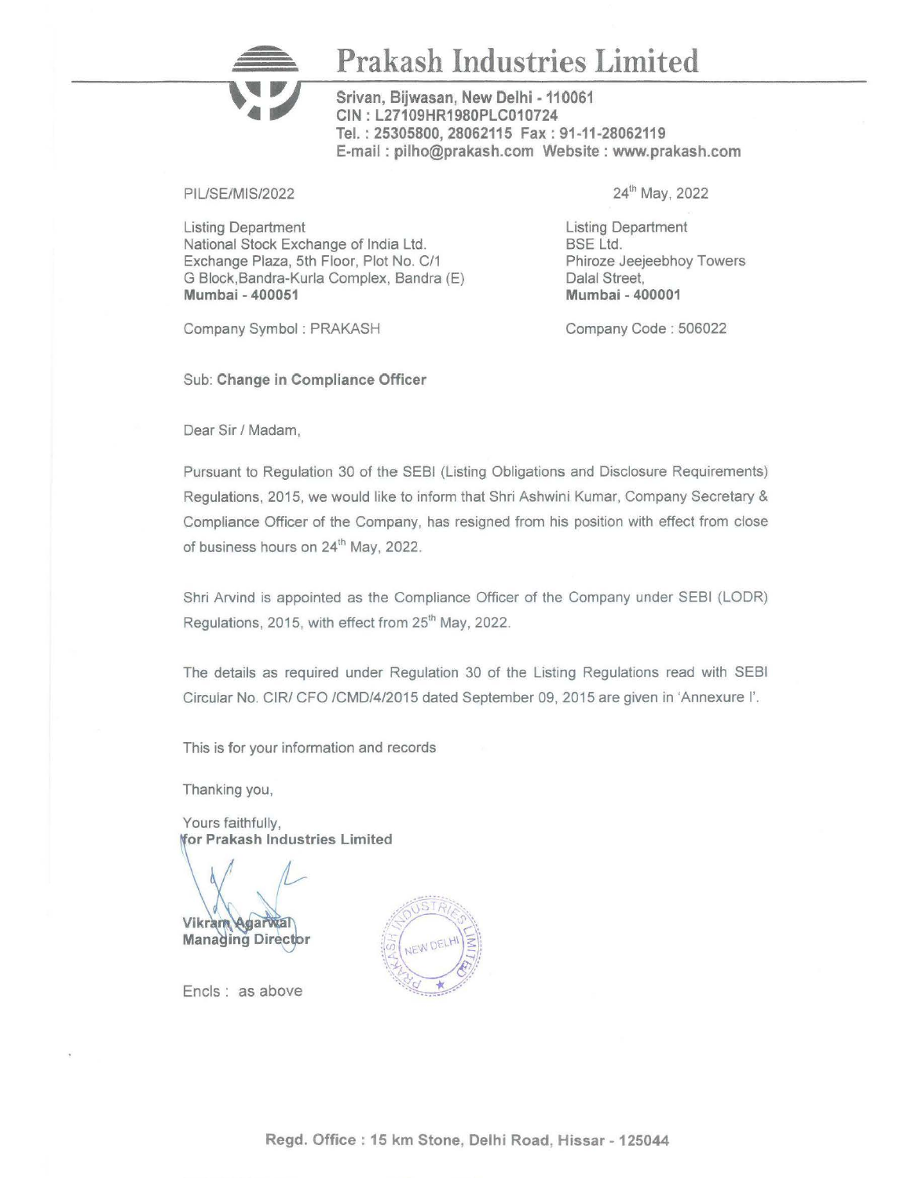# Prakash Industries Limited

**Srivan, Bijwasan, New Delhi - 110061**
**CIN : L27109HR1980PLC010724**
**Tel. : 25305800, 28062115 Fax : 91-11-28062119**
**E-mail : pilho@prakash.com Website : www.prakash.com**

PIL/SE/MIS/2022

24th May, 2022

Listing Department
National Stock Exchange of India Ltd.
Exchange Plaza, 5th Floor, Plot No. C/1
G Block, Bandra-Kurla Complex, Bandra (E)
**Mumbai - 400051**

Company Symbol : PRAKASH

Listing Department
BSE Ltd.
Phiroze Jeejeebhoy Towers
Dalal Street,
**Mumbai - 400001**

Company Code : 506022

Sub: **Change in Compliance Officer**

Dear Sir / Madam,

Pursuant to Regulation 30 of the SEBI (Listing Obligations and Disclosure Requirements) Regulations, 2015, we would like to inform that Shri Ashwini Kumar, Company Secretary & Compliance Officer of the Company, has resigned from his position with effect from close of business hours on 24th May, 2022.

Shri Arvind is appointed as the Compliance Officer of the Company under SEBI (LODR) Regulations, 2015, with effect from 25th May, 2022.

The details as required under Regulation 30 of the Listing Regulations read with SEBI Circular No. CIR/ CFO /CMD/4/2015 dated September 09, 2015 are given in 'Annexure I'.

This is for your information and records

Thanking you,

Yours faithfully,
**for Prakash Industries Limited**

**Vikram Agarwal**
**Managing Director**

Encls : as above

**Regd. Office : 15 km Stone, Delhi Road, Hissar - 125044**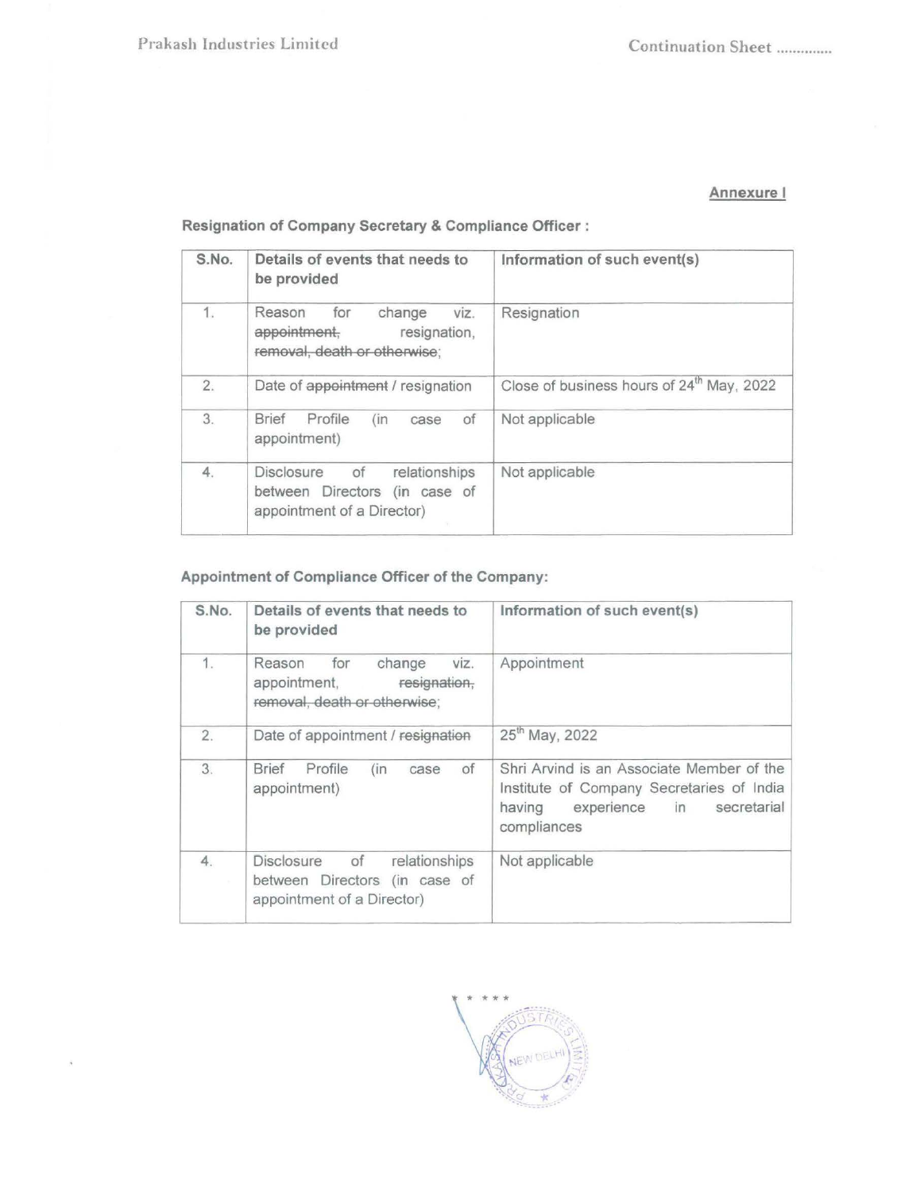**Annexure I**

**Resignation of Company Secretary & Compliance Officer :**

| S.No. | Details of events that needs to be provided | Information of such event(s) |
|---|---|---|
| 1. | Reason for change viz. ~~appointment,~~ resignation, ~~removal, death or otherwise~~; | Resignation |
| 2. | Date of ~~appointment~~ / resignation | Close of business hours of 24th May, 2022 |
| 3. | Brief Profile (in case of appointment) | Not applicable |
| 4. | Disclosure of relationships between Directors (in case of appointment of a Director) | Not applicable |

**Appointment of Compliance Officer of the Company:**

| S.No. | Details of events that needs to be provided | Information of such event(s) |
|---|---|---|
| 1. | Reason for change viz. appointment, ~~resignation, removal, death or otherwise~~; | Appointment |
| 2. | Date of appointment / ~~resignation~~ | 25th May, 2022 |
| 3. | Brief Profile (in case of appointment) | Shri Arvind is an Associate Member of the Institute of Company Secretaries of India having experience in secretarial compliances |
| 4. | Disclosure of relationships between Directors (in case of appointment of a Director) | Not applicable |